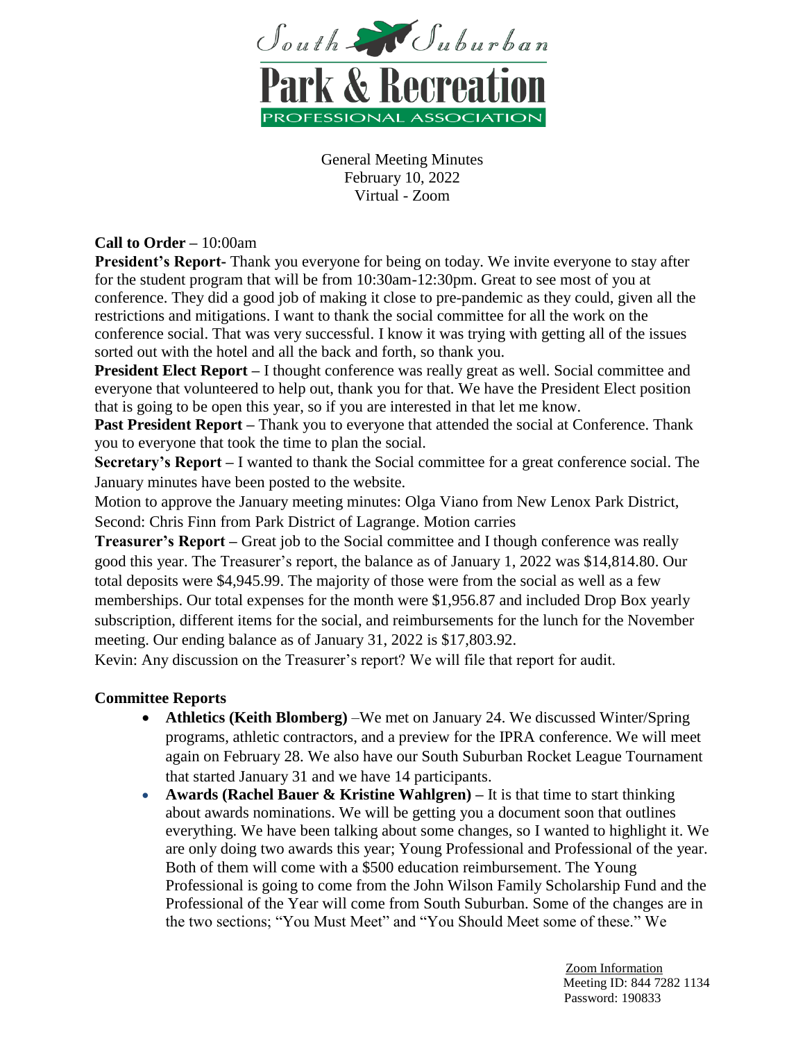General Meeting Minutes
February 10, 2022
Virtual - Zoom

**Call to Order –** 10:00am

**President's Report-** Thank you everyone for being on today. We invite everyone to stay after for the student program that will be from 10:30am-12:30pm. Great to see most of you at conference. They did a good job of making it close to pre-pandemic as they could, given all the restrictions and mitigations. I want to thank the social committee for all the work on the conference social. That was very successful. I know it was trying with getting all of the issues sorted out with the hotel and all the back and forth, so thank you.

**President Elect Report –** I thought conference was really great as well. Social committee and everyone that volunteered to help out, thank you for that. We have the President Elect position that is going to be open this year, so if you are interested in that let me know.

**Past President Report –** Thank you to everyone that attended the social at Conference. Thank you to everyone that took the time to plan the social.

**Secretary's Report –** I wanted to thank the Social committee for a great conference social. The January minutes have been posted to the website.

Motion to approve the January meeting minutes: Olga Viano from New Lenox Park District, Second: Chris Finn from Park District of Lagrange. Motion carries

**Treasurer's Report –** Great job to the Social committee and I though conference was really good this year. The Treasurer's report, the balance as of January 1, 2022 was $14,814.80. Our total deposits were $4,945.99. The majority of those were from the social as well as a few memberships. Our total expenses for the month were $1,956.87 and included Drop Box yearly subscription, different items for the social, and reimbursements for the lunch for the November meeting. Our ending balance as of January 31, 2022 is $17,803.92.

Kevin: Any discussion on the Treasurer's report? We will file that report for audit.

**Committee Reports**

- **Athletics (Keith Blomberg)** –We met on January 24. We discussed Winter/Spring programs, athletic contractors, and a preview for the IPRA conference. We will meet again on February 28. We also have our South Suburban Rocket League Tournament that started January 31 and we have 14 participants.
- **Awards (Rachel Bauer & Kristine Wahlgren) –** It is that time to start thinking about awards nominations. We will be getting you a document soon that outlines everything. We have been talking about some changes, so I wanted to highlight it. We are only doing two awards this year; Young Professional and Professional of the year. Both of them will come with a $500 education reimbursement. The Young Professional is going to come from the John Wilson Family Scholarship Fund and the Professional of the Year will come from South Suburban. Some of the changes are in the two sections; "You Must Meet" and "You Should Meet some of these." We

Zoom Information
Meeting ID: 844 7282 1134
Password: 190833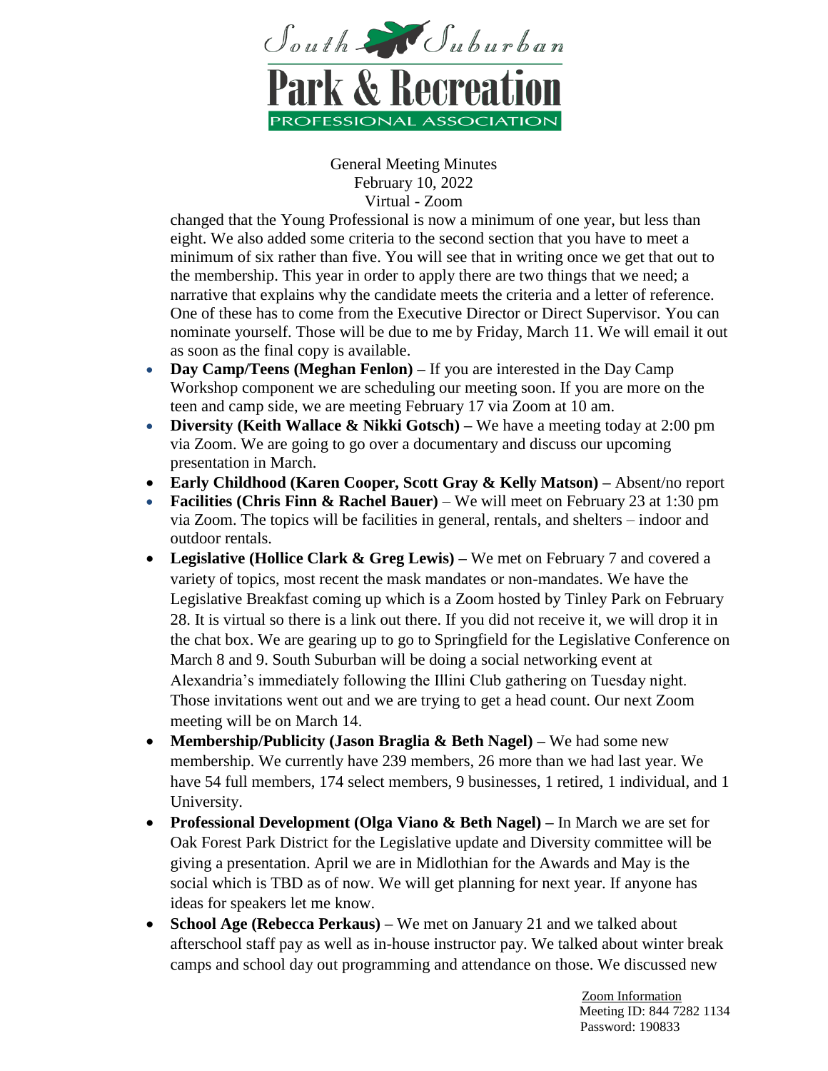changed that the Young Professional is now a minimum of one year, but less than eight. We also added some criteria to the second section that you have to meet a minimum of six rather than five. You will see that in writing once we get that out to the membership. This year in order to apply there are two things that we need; a narrative that explains why the candidate meets the criteria and a letter of reference. One of these has to come from the Executive Director or Direct Supervisor. You can nominate yourself. Those will be due to me by Friday, March 11. We will email it out as soon as the final copy is available.

- **Day Camp/Teens (Meghan Fenlon) –** If you are interested in the Day Camp Workshop component we are scheduling our meeting soon. If you are more on the teen and camp side, we are meeting February 17 via Zoom at 10 am.
- **Diversity (Keith Wallace & Nikki Gotsch) –** We have a meeting today at 2:00 pm via Zoom. We are going to go over a documentary and discuss our upcoming presentation in March.
- **Early Childhood (Karen Cooper, Scott Gray & Kelly Matson) –** Absent/no report
- **Facilities (Chris Finn & Rachel Bauer)** – We will meet on February 23 at 1:30 pm via Zoom. The topics will be facilities in general, rentals, and shelters – indoor and outdoor rentals.
- **Legislative (Hollice Clark & Greg Lewis) –** We met on February 7 and covered a variety of topics, most recent the mask mandates or non-mandates. We have the Legislative Breakfast coming up which is a Zoom hosted by Tinley Park on February 28. It is virtual so there is a link out there. If you did not receive it, we will drop it in the chat box. We are gearing up to go to Springfield for the Legislative Conference on March 8 and 9. South Suburban will be doing a social networking event at Alexandria's immediately following the Illini Club gathering on Tuesday night. Those invitations went out and we are trying to get a head count. Our next Zoom meeting will be on March 14.
- **Membership/Publicity (Jason Braglia & Beth Nagel) –** We had some new membership. We currently have 239 members, 26 more than we had last year. We have 54 full members, 174 select members, 9 businesses, 1 retired, 1 individual, and 1 University.
- **Professional Development (Olga Viano & Beth Nagel) –** In March we are set for Oak Forest Park District for the Legislative update and Diversity committee will be giving a presentation. April we are in Midlothian for the Awards and May is the social which is TBD as of now. We will get planning for next year. If anyone has ideas for speakers let me know.
- **School Age (Rebecca Perkaus) –** We met on January 21 and we talked about afterschool staff pay as well as in-house instructor pay. We talked about winter break camps and school day out programming and attendance on those. We discussed new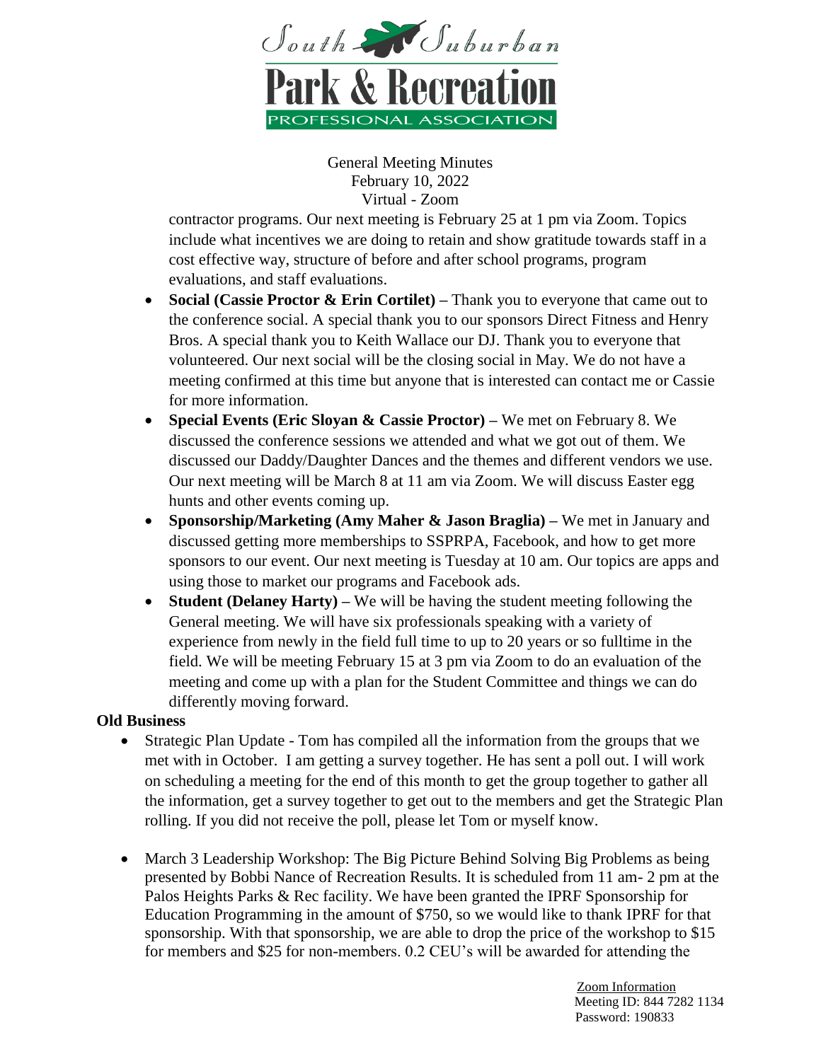contractor programs. Our next meeting is February 25 at 1 pm via Zoom. Topics include what incentives we are doing to retain and show gratitude towards staff in a cost effective way, structure of before and after school programs, program evaluations, and staff evaluations.

- **Social (Cassie Proctor & Erin Cortilet) –** Thank you to everyone that came out to the conference social. A special thank you to our sponsors Direct Fitness and Henry Bros. A special thank you to Keith Wallace our DJ. Thank you to everyone that volunteered. Our next social will be the closing social in May. We do not have a meeting confirmed at this time but anyone that is interested can contact me or Cassie for more information.
- **Special Events (Eric Sloyan & Cassie Proctor) –** We met on February 8. We discussed the conference sessions we attended and what we got out of them. We discussed our Daddy/Daughter Dances and the themes and different vendors we use. Our next meeting will be March 8 at 11 am via Zoom. We will discuss Easter egg hunts and other events coming up.
- **Sponsorship/Marketing (Amy Maher & Jason Braglia) –** We met in January and discussed getting more memberships to SSPRPA, Facebook, and how to get more sponsors to our event. Our next meeting is Tuesday at 10 am. Our topics are apps and using those to market our programs and Facebook ads.
- **Student (Delaney Harty) –** We will be having the student meeting following the General meeting. We will have six professionals speaking with a variety of experience from newly in the field full time to up to 20 years or so fulltime in the field. We will be meeting February 15 at 3 pm via Zoom to do an evaluation of the meeting and come up with a plan for the Student Committee and things we can do differently moving forward.

**Old Business**

- Strategic Plan Update - Tom has compiled all the information from the groups that we met with in October. I am getting a survey together. He has sent a poll out. I will work on scheduling a meeting for the end of this month to get the group together to gather all the information, get a survey together to get out to the members and get the Strategic Plan rolling. If you did not receive the poll, please let Tom or myself know.

- March 3 Leadership Workshop: The Big Picture Behind Solving Big Problems as being presented by Bobbi Nance of Recreation Results. It is scheduled from 11 am- 2 pm at the Palos Heights Parks & Rec facility. We have been granted the IPRF Sponsorship for Education Programming in the amount of $750, so we would like to thank IPRF for that sponsorship. With that sponsorship, we are able to drop the price of the workshop to $15 for members and $25 for non-members. 0.2 CEU's will be awarded for attending the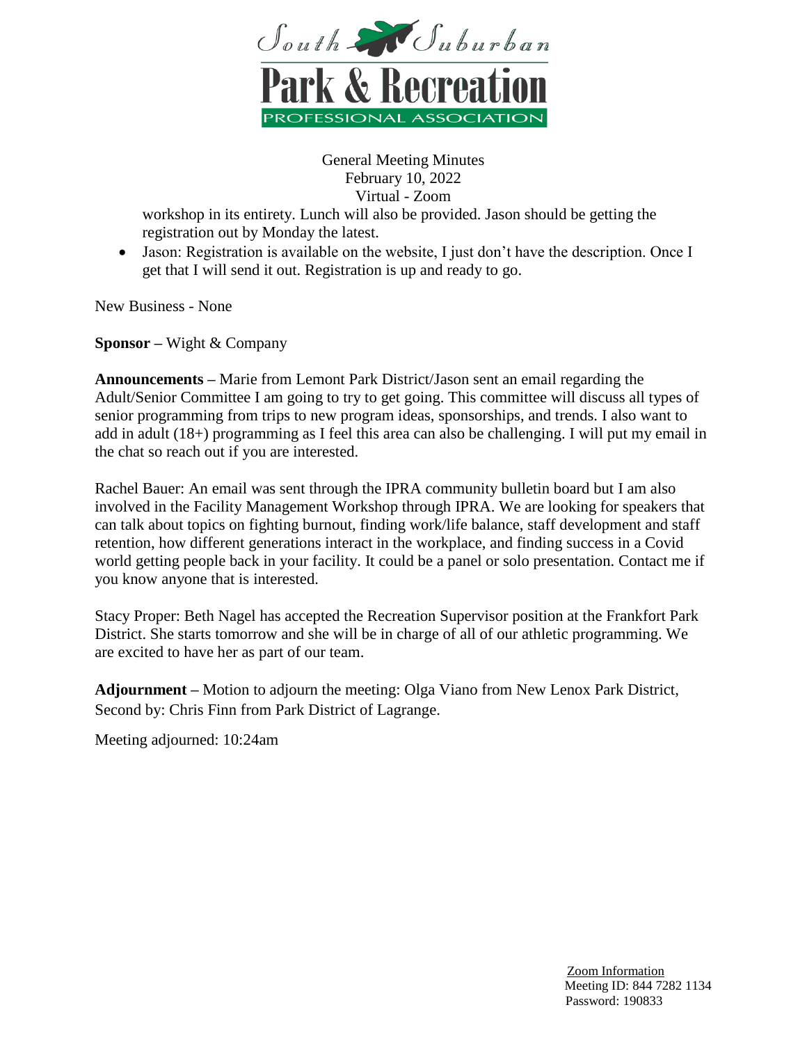General Meeting Minutes
February 10, 2022
Virtual - Zoom

workshop in its entirety. Lunch will also be provided. Jason should be getting the registration out by Monday the latest.

- Jason: Registration is available on the website, I just don't have the description. Once I get that I will send it out. Registration is up and ready to go.

New Business - None

**Sponsor –** Wight & Company

**Announcements –** Marie from Lemont Park District/Jason sent an email regarding the Adult/Senior Committee I am going to try to get going. This committee will discuss all types of senior programming from trips to new program ideas, sponsorships, and trends. I also want to add in adult (18+) programming as I feel this area can also be challenging. I will put my email in the chat so reach out if you are interested.

Rachel Bauer: An email was sent through the IPRA community bulletin board but I am also involved in the Facility Management Workshop through IPRA. We are looking for speakers that can talk about topics on fighting burnout, finding work/life balance, staff development and staff retention, how different generations interact in the workplace, and finding success in a Covid world getting people back in your facility. It could be a panel or solo presentation. Contact me if you know anyone that is interested.

Stacy Proper: Beth Nagel has accepted the Recreation Supervisor position at the Frankfort Park District. She starts tomorrow and she will be in charge of all of our athletic programming. We are excited to have her as part of our team.

**Adjournment –** Motion to adjourn the meeting: Olga Viano from New Lenox Park District, Second by: Chris Finn from Park District of Lagrange.

Meeting adjourned: 10:24am

Zoom Information
Meeting ID: 844 7282 1134
Password: 190833